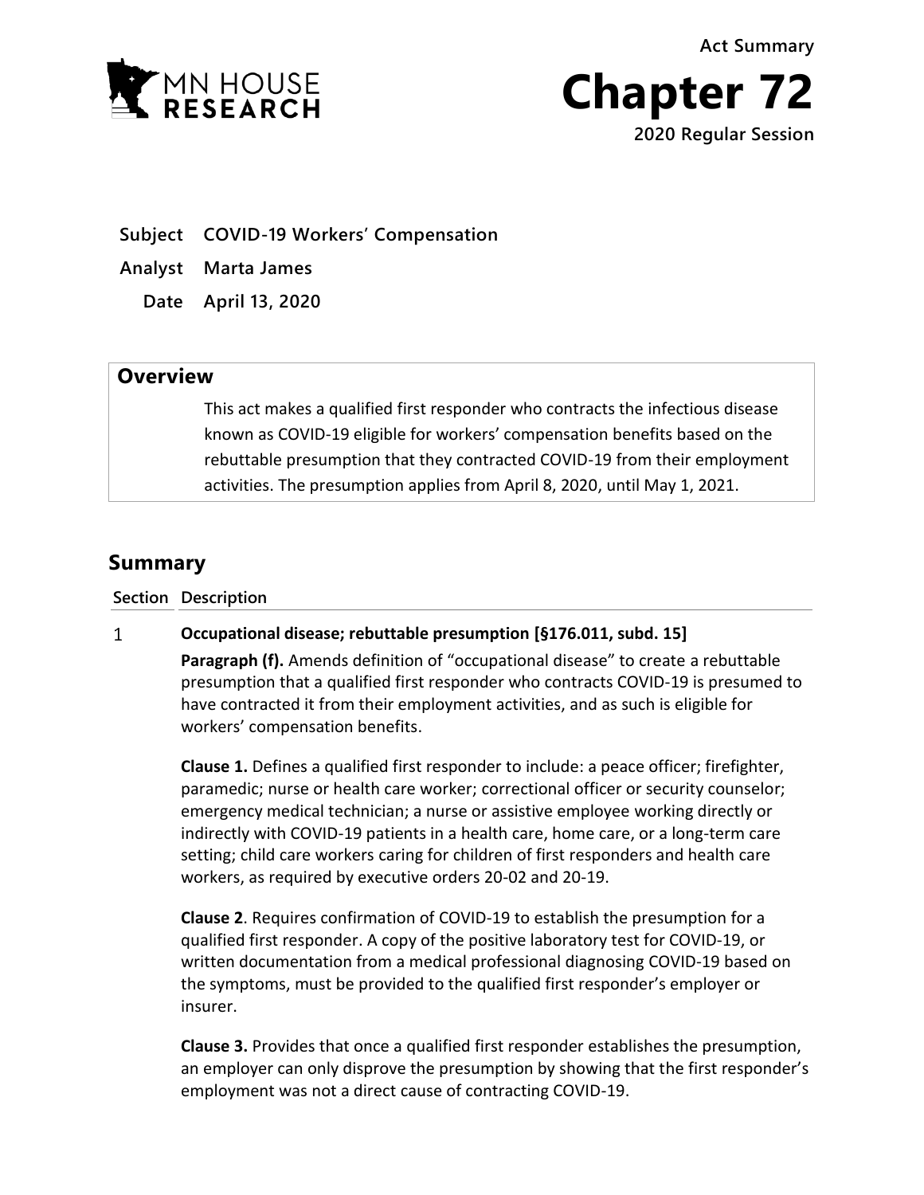MN HOUSE RESEARCH

Act Summary

# Chapter 72

2020 Regular Session

**Subject** COVID-19 Workers' Compensation

**Analyst** Marta James

**Date** April 13, 2020

## Overview

This act makes a qualified first responder who contracts the infectious disease known as COVID-19 eligible for workers' compensation benefits based on the rebuttable presumption that they contracted COVID-19 from their employment activities. The presumption applies from April 8, 2020, until May 1, 2021.

## Summary

| Section | Description |
|---|---|
| 1 | **Occupational disease; rebuttable presumption [§176.011, subd. 15]**<br><br>**Paragraph (f).** Amends definition of "occupational disease" to create a rebuttable presumption that a qualified first responder who contracts COVID-19 is presumed to have contracted it from their employment activities, and as such is eligible for workers' compensation benefits.<br><br>**Clause 1.** Defines a qualified first responder to include: a peace officer; firefighter, paramedic; nurse or health care worker; correctional officer or security counselor; emergency medical technician; a nurse or assistive employee working directly or indirectly with COVID-19 patients in a health care, home care, or a long-term care setting; child care workers caring for children of first responders and health care workers, as required by executive orders 20-02 and 20-19.<br><br>**Clause 2**. Requires confirmation of COVID-19 to establish the presumption for a qualified first responder. A copy of the positive laboratory test for COVID-19, or written documentation from a medical professional diagnosing COVID-19 based on the symptoms, must be provided to the qualified first responder's employer or insurer.<br><br>**Clause 3.** Provides that once a qualified first responder establishes the presumption, an employer can only disprove the presumption by showing that the first responder's employment was not a direct cause of contracting COVID-19. |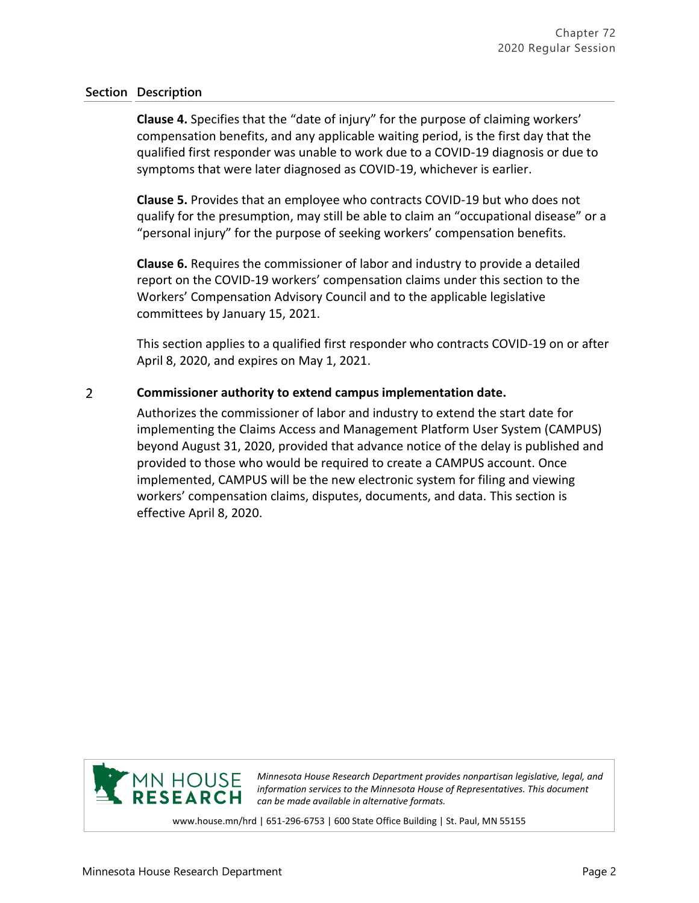| Section | Description |
|---|---|
| | **Clause 4.** Specifies that the "date of injury" for the purpose of claiming workers' compensation benefits, and any applicable waiting period, is the first day that the qualified first responder was unable to work due to a COVID-19 diagnosis or due to symptoms that were later diagnosed as COVID-19, whichever is earlier.<br><br>**Clause 5.** Provides that an employee who contracts COVID-19 but who does not qualify for the presumption, may still be able to claim an "occupational disease" or a "personal injury" for the purpose of seeking workers' compensation benefits.<br><br>**Clause 6.** Requires the commissioner of labor and industry to provide a detailed report on the COVID-19 workers' compensation claims under this section to the Workers' Compensation Advisory Council and to the applicable legislative committees by January 15, 2021.<br><br>This section applies to a qualified first responder who contracts COVID-19 on or after April 8, 2020, and expires on May 1, 2021. |
| 2 | **Commissioner authority to extend campus implementation date.**<br><br>Authorizes the commissioner of labor and industry to extend the start date for implementing the Claims Access and Management Platform User System (CAMPUS) beyond August 31, 2020, provided that advance notice of the delay is published and provided to those who would be required to create a CAMPUS account. Once implemented, CAMPUS will be the new electronic system for filing and viewing workers' compensation claims, disputes, documents, and data. This section is effective April 8, 2020. |

MN HOUSE RESEARCH

*Minnesota House Research Department provides nonpartisan legislative, legal, and information services to the Minnesota House of Representatives. This document can be made available in alternative formats.*

www.house.mn/hrd | 651-296-6753 | 600 State Office Building | St. Paul, MN 55155